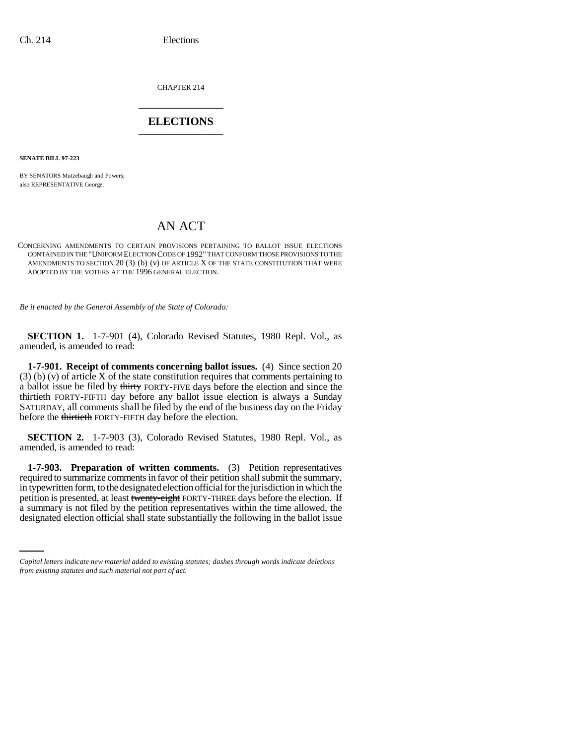CHAPTER 214

# ELECTIONS

**SENATE BILL 97-223**

BY SENATORS Mutzebaugh and Powers;
also REPRESENTATIVE George.

## AN ACT

CONCERNING AMENDMENTS TO CERTAIN PROVISIONS PERTAINING TO BALLOT ISSUE ELECTIONS CONTAINED IN THE "UNIFORM ELECTION CODE OF 1992" THAT CONFORM THOSE PROVISIONS TO THE AMENDMENTS TO SECTION 20 (3) (b) (v) OF ARTICLE X OF THE STATE CONSTITUTION THAT WERE ADOPTED BY THE VOTERS AT THE 1996 GENERAL ELECTION.

*Be it enacted by the General Assembly of the State of Colorado:*

**SECTION 1.** 1-7-901 (4), Colorado Revised Statutes, 1980 Repl. Vol., as amended, is amended to read:

**1-7-901. Receipt of comments concerning ballot issues.** (4) Since section 20 (3) (b) (v) of article X of the state constitution requires that comments pertaining to a ballot issue be filed by ~~thirty~~ FORTY-FIVE days before the election and since the ~~thirtieth~~ FORTY-FIFTH day before any ballot issue election is always a ~~Sunday~~ SATURDAY, all comments shall be filed by the end of the business day on the Friday before the ~~thirtieth~~ FORTY-FIFTH day before the election.

**SECTION 2.** 1-7-903 (3), Colorado Revised Statutes, 1980 Repl. Vol., as amended, is amended to read:

**1-7-903. Preparation of written comments.** (3) Petition representatives required to summarize comments in favor of their petition shall submit the summary, in typewritten form, to the designated election official for the jurisdiction in which the petition is presented, at least ~~twenty-eight~~ FORTY-THREE days before the election. If a summary is not filed by the petition representatives within the time allowed, the designated election official shall state substantially the following in the ballot issue

*Capital letters indicate new material added to existing statutes; dashes through words indicate deletions from existing statutes and such material not part of act.*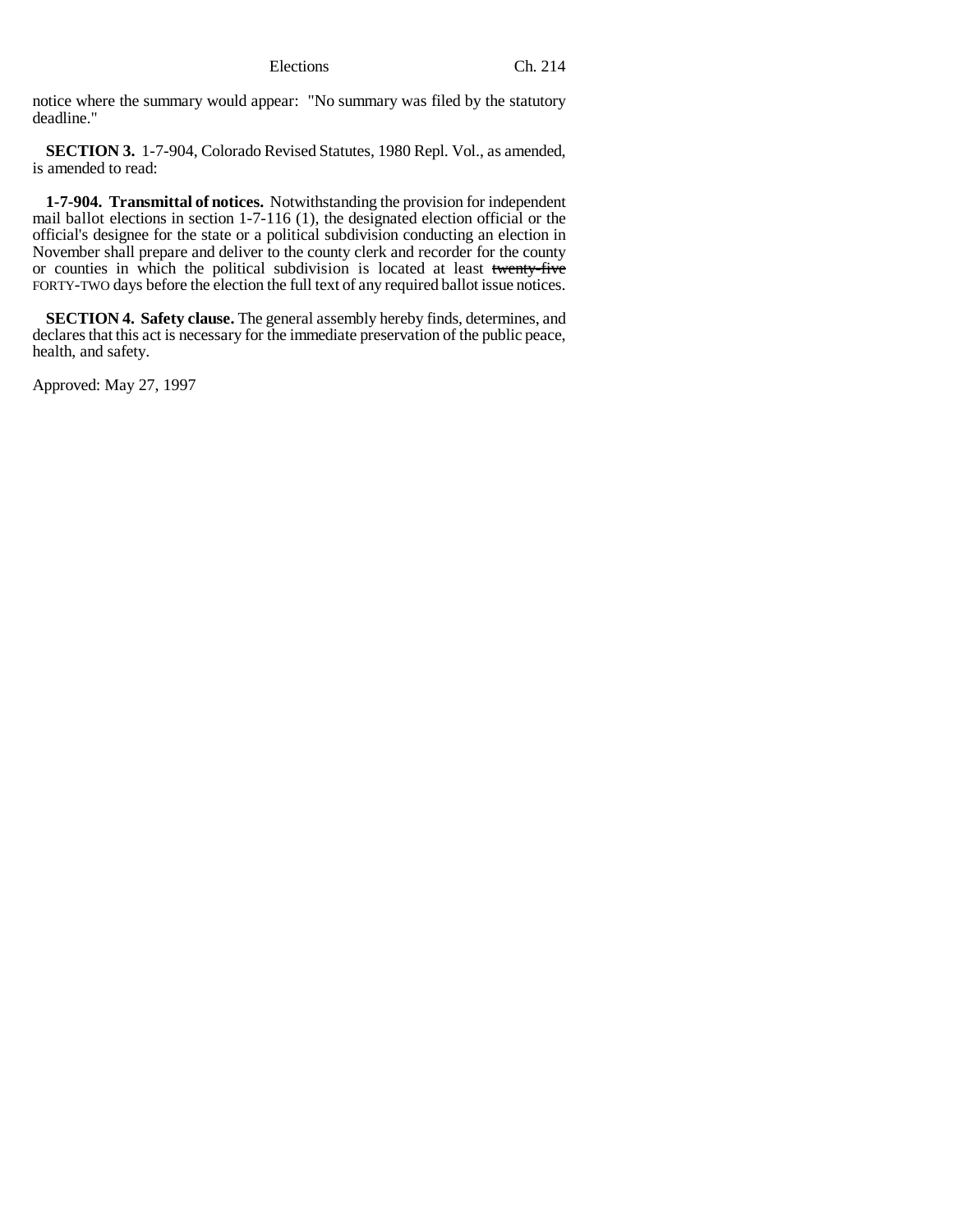notice where the summary would appear: "No summary was filed by the statutory deadline."

**SECTION 3.** 1-7-904, Colorado Revised Statutes, 1980 Repl. Vol., as amended, is amended to read:

**1-7-904. Transmittal of notices.** Notwithstanding the provision for independent mail ballot elections in section 1-7-116 (1), the designated election official or the official's designee for the state or a political subdivision conducting an election in November shall prepare and deliver to the county clerk and recorder for the county or counties in which the political subdivision is located at least ~~twenty-five~~ FORTY-TWO days before the election the full text of any required ballot issue notices.

**SECTION 4. Safety clause.** The general assembly hereby finds, determines, and declares that this act is necessary for the immediate preservation of the public peace, health, and safety.

Approved: May 27, 1997